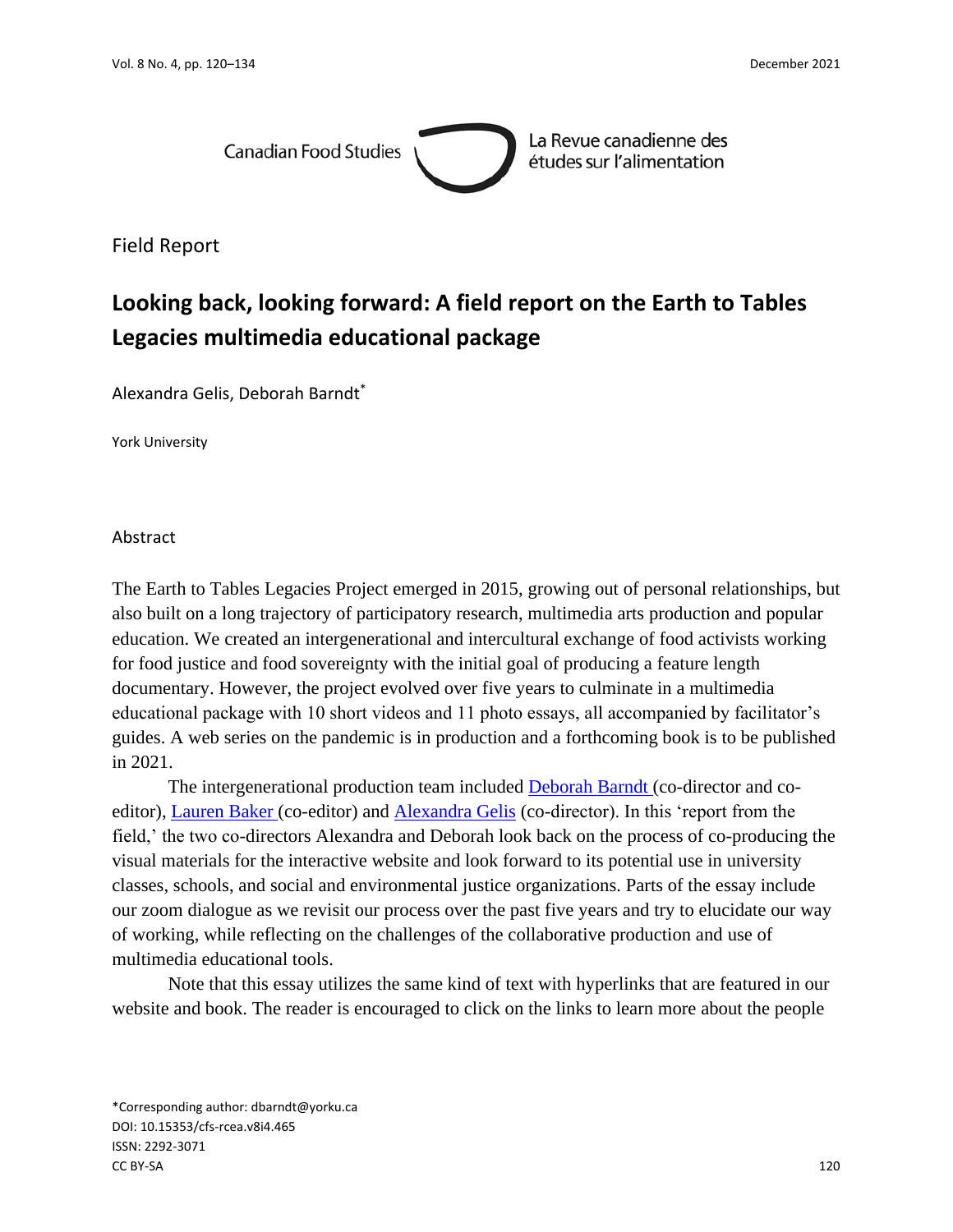Field Report

# Looking back, looking forward: A field report on the Earth to Tables Legacies multimedia educational package

Alexandra Gelis, Deborah Barndt*

York University

## Abstract

The Earth to Tables Legacies Project emerged in 2015, growing out of personal relationships, but also built on a long trajectory of participatory research, multimedia arts production and popular education. We created an intergenerational and intercultural exchange of food activists working for food justice and food sovereignty with the initial goal of producing a feature length documentary. However, the project evolved over five years to culminate in a multimedia educational package with 10 short videos and 11 photo essays, all accompanied by facilitator's guides. A web series on the pandemic is in production and a forthcoming book is to be published in 2021.

The intergenerational production team included Deborah Barndt (co-director and co-editor), Lauren Baker (co-editor) and Alexandra Gelis (co-director). In this 'report from the field,' the two co-directors Alexandra and Deborah look back on the process of co-producing the visual materials for the interactive website and look forward to its potential use in university classes, schools, and social and environmental justice organizations. Parts of the essay include our zoom dialogue as we revisit our process over the past five years and try to elucidate our way of working, while reflecting on the challenges of the collaborative production and use of multimedia educational tools.

Note that this essay utilizes the same kind of text with hyperlinks that are featured in our website and book. The reader is encouraged to click on the links to learn more about the people

*Corresponding author: dbarndt@yorku.ca
DOI: 10.15353/cfs-rcea.v8i4.465
ISSN: 2292-3071
CC BY-SA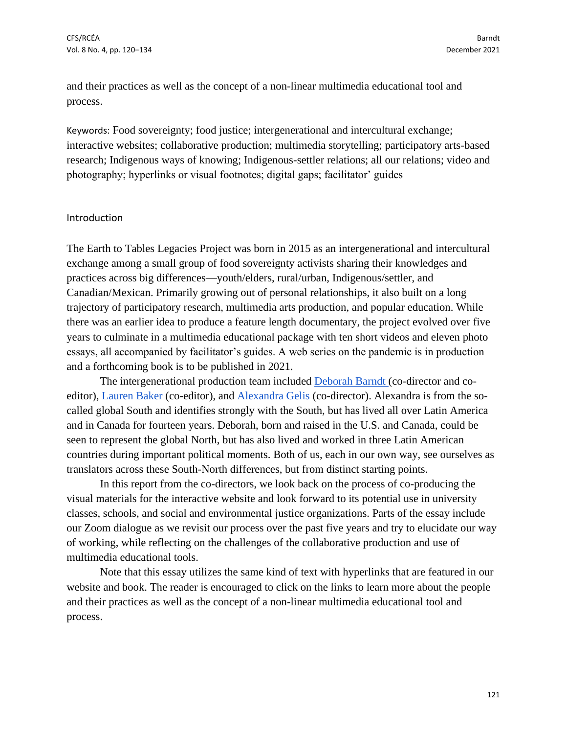and their practices as well as the concept of a non-linear multimedia educational tool and process.

Keywords: Food sovereignty; food justice; intergenerational and intercultural exchange; interactive websites; collaborative production; multimedia storytelling; participatory arts-based research; Indigenous ways of knowing; Indigenous-settler relations; all our relations; video and photography; hyperlinks or visual footnotes; digital gaps; facilitator' guides

## Introduction

The Earth to Tables Legacies Project was born in 2015 as an intergenerational and intercultural exchange among a small group of food sovereignty activists sharing their knowledges and practices across big differences—youth/elders, rural/urban, Indigenous/settler, and Canadian/Mexican. Primarily growing out of personal relationships, it also built on a long trajectory of participatory research, multimedia arts production, and popular education. While there was an earlier idea to produce a feature length documentary, the project evolved over five years to culminate in a multimedia educational package with ten short videos and eleven photo essays, all accompanied by facilitator's guides. A web series on the pandemic is in production and a forthcoming book is to be published in 2021.

The intergenerational production team included Deborah Barndt (co-director and co-editor), Lauren Baker (co-editor), and Alexandra Gelis (co-director). Alexandra is from the so-called global South and identifies strongly with the South, but has lived all over Latin America and in Canada for fourteen years. Deborah, born and raised in the U.S. and Canada, could be seen to represent the global North, but has also lived and worked in three Latin American countries during important political moments. Both of us, each in our own way, see ourselves as translators across these South-North differences, but from distinct starting points.

In this report from the co-directors, we look back on the process of co-producing the visual materials for the interactive website and look forward to its potential use in university classes, schools, and social and environmental justice organizations. Parts of the essay include our Zoom dialogue as we revisit our process over the past five years and try to elucidate our way of working, while reflecting on the challenges of the collaborative production and use of multimedia educational tools.

Note that this essay utilizes the same kind of text with hyperlinks that are featured in our website and book. The reader is encouraged to click on the links to learn more about the people and their practices as well as the concept of a non-linear multimedia educational tool and process.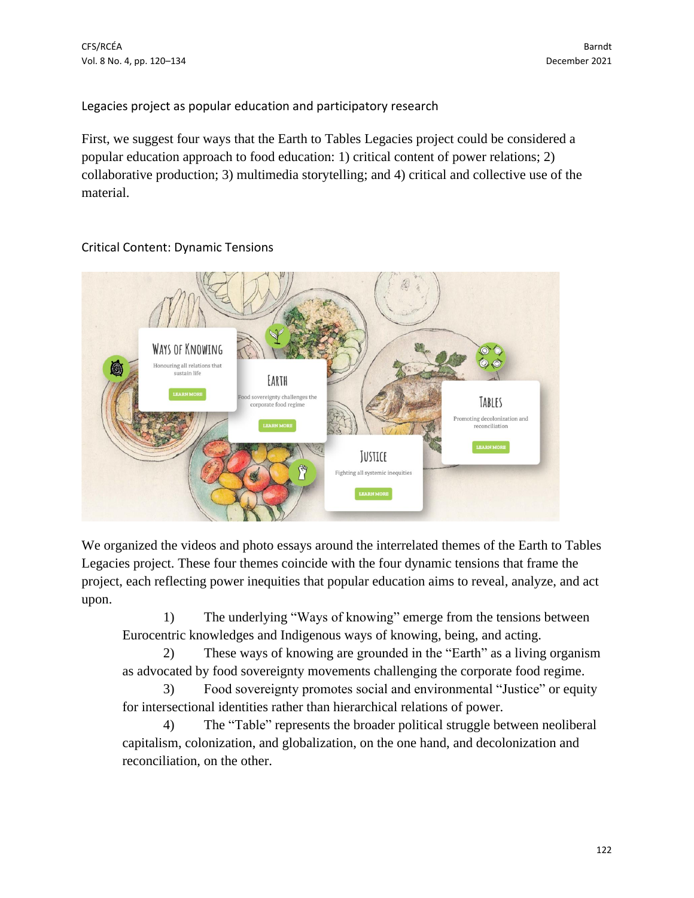## Legacies project as popular education and participatory research

First, we suggest four ways that the Earth to Tables Legacies project could be considered a popular education approach to food education: 1) critical content of power relations; 2) collaborative production; 3) multimedia storytelling; and 4) critical and collective use of the material.

### Critical Content: Dynamic Tensions

We organized the videos and photo essays around the interrelated themes of the Earth to Tables Legacies project. These four themes coincide with the four dynamic tensions that frame the project, each reflecting power inequities that popular education aims to reveal, analyze, and act upon.

1) The underlying "Ways of knowing" emerge from the tensions between Eurocentric knowledges and Indigenous ways of knowing, being, and acting.
2) These ways of knowing are grounded in the "Earth" as a living organism as advocated by food sovereignty movements challenging the corporate food regime.
3) Food sovereignty promotes social and environmental "Justice" or equity for intersectional identities rather than hierarchical relations of power.
4) The "Table" represents the broader political struggle between neoliberal capitalism, colonization, and globalization, on the one hand, and decolonization and reconciliation, on the other.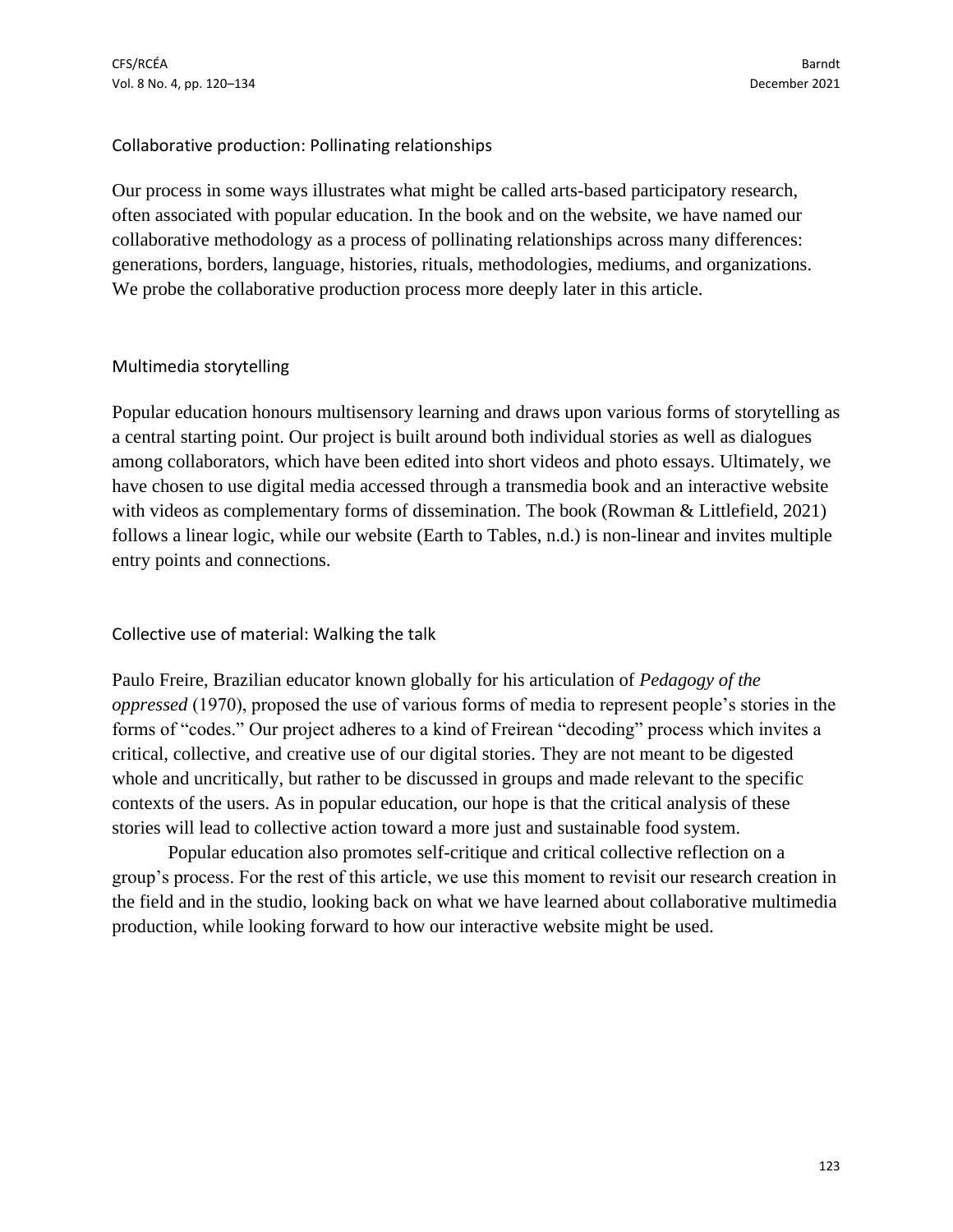### Collaborative production: Pollinating relationships

Our process in some ways illustrates what might be called arts-based participatory research, often associated with popular education. In the book and on the website, we have named our collaborative methodology as a process of pollinating relationships across many differences: generations, borders, language, histories, rituals, methodologies, mediums, and organizations. We probe the collaborative production process more deeply later in this article.

### Multimedia storytelling

Popular education honours multisensory learning and draws upon various forms of storytelling as a central starting point. Our project is built around both individual stories as well as dialogues among collaborators, which have been edited into short videos and photo essays. Ultimately, we have chosen to use digital media accessed through a transmedia book and an interactive website with videos as complementary forms of dissemination. The book (Rowman & Littlefield, 2021) follows a linear logic, while our website (Earth to Tables, n.d.) is non-linear and invites multiple entry points and connections.

### Collective use of material: Walking the talk

Paulo Freire, Brazilian educator known globally for his articulation of *Pedagogy of the oppressed* (1970), proposed the use of various forms of media to represent people's stories in the forms of "codes." Our project adheres to a kind of Freirean "decoding" process which invites a critical, collective, and creative use of our digital stories. They are not meant to be digested whole and uncritically, but rather to be discussed in groups and made relevant to the specific contexts of the users. As in popular education, our hope is that the critical analysis of these stories will lead to collective action toward a more just and sustainable food system.

Popular education also promotes self-critique and critical collective reflection on a group's process. For the rest of this article, we use this moment to revisit our research creation in the field and in the studio, looking back on what we have learned about collaborative multimedia production, while looking forward to how our interactive website might be used.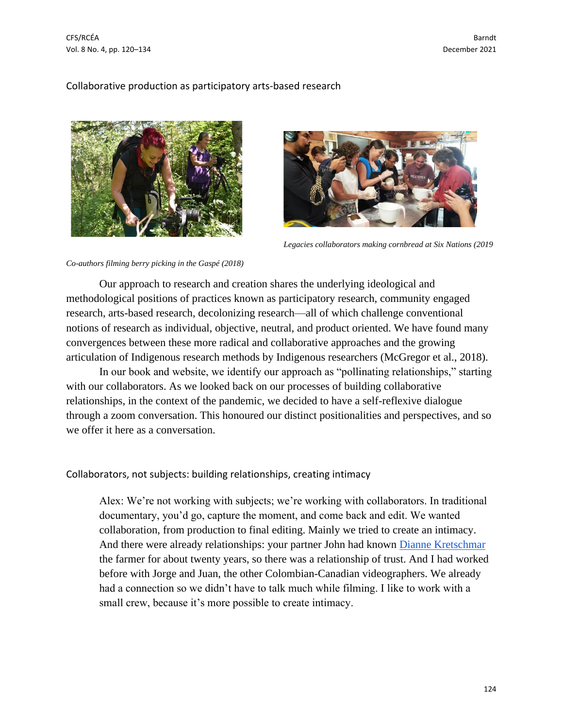## Collaborative production as participatory arts-based research

*Legacies collaborators making cornbread at Six Nations (2019*

*Co-authors filming berry picking in the Gaspé (2018)*

Our approach to research and creation shares the underlying ideological and methodological positions of practices known as participatory research, community engaged research, arts-based research, decolonizing research—all of which challenge conventional notions of research as individual, objective, neutral, and product oriented. We have found many convergences between these more radical and collaborative approaches and the growing articulation of Indigenous research methods by Indigenous researchers (McGregor et al., 2018).

In our book and website, we identify our approach as "pollinating relationships," starting with our collaborators. As we looked back on our processes of building collaborative relationships, in the context of the pandemic, we decided to have a self-reflexive dialogue through a zoom conversation. This honoured our distinct positionalities and perspectives, and so we offer it here as a conversation.

## Collaborators, not subjects: building relationships, creating intimacy

> Alex: We're not working with subjects; we're working with collaborators. In traditional documentary, you'd go, capture the moment, and come back and edit. We wanted collaboration, from production to final editing. Mainly we tried to create an intimacy. And there were already relationships: your partner John had known Dianne Kretschmar the farmer for about twenty years, so there was a relationship of trust. And I had worked before with Jorge and Juan, the other Colombian-Canadian videographers. We already had a connection so we didn't have to talk much while filming. I like to work with a small crew, because it's more possible to create intimacy.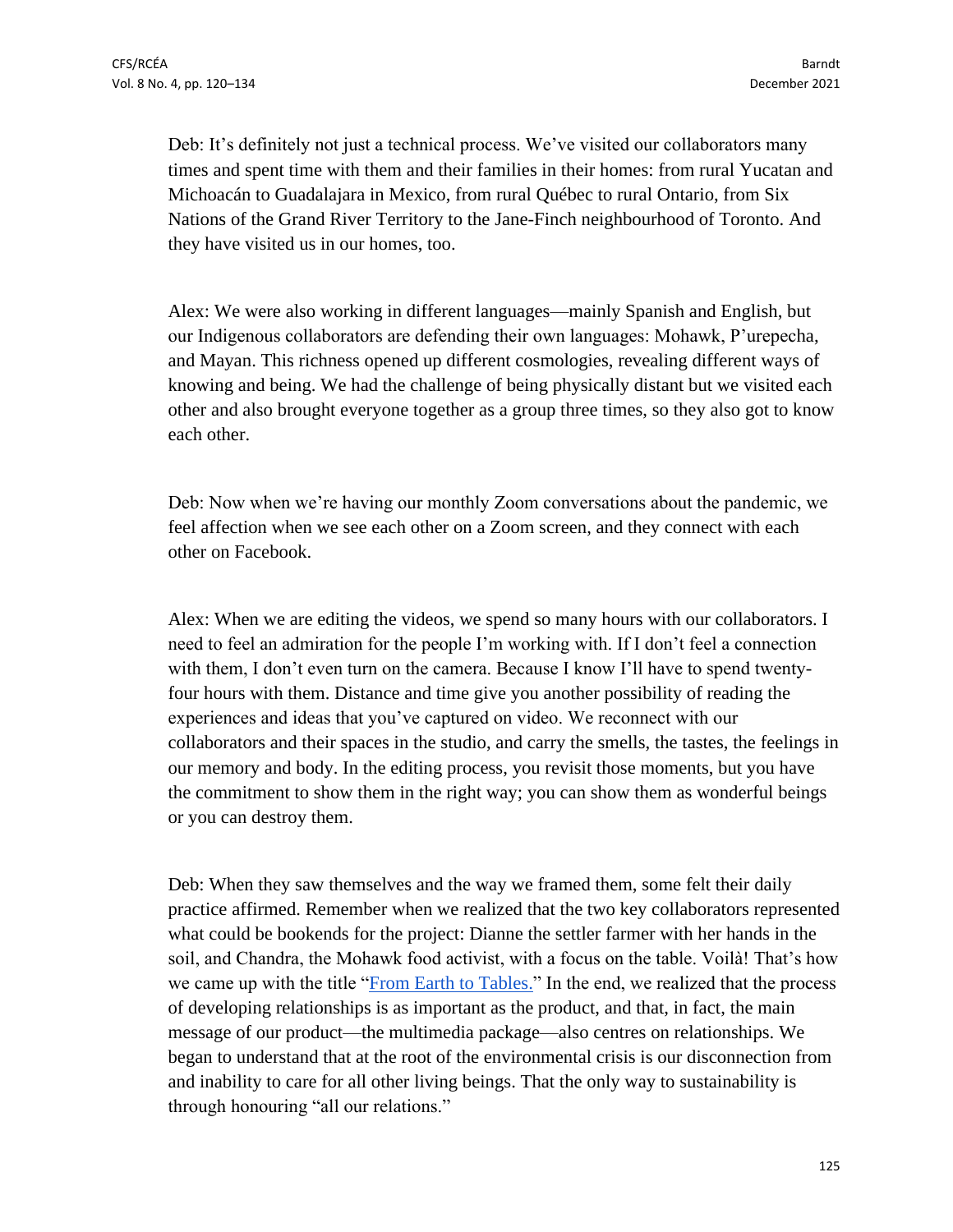Deb: It's definitely not just a technical process. We've visited our collaborators many times and spent time with them and their families in their homes: from rural Yucatan and Michoacán to Guadalajara in Mexico, from rural Québec to rural Ontario, from Six Nations of the Grand River Territory to the Jane-Finch neighbourhood of Toronto. And they have visited us in our homes, too.

Alex: We were also working in different languages—mainly Spanish and English, but our Indigenous collaborators are defending their own languages: Mohawk, P'urepecha, and Mayan. This richness opened up different cosmologies, revealing different ways of knowing and being. We had the challenge of being physically distant but we visited each other and also brought everyone together as a group three times, so they also got to know each other.

Deb: Now when we're having our monthly Zoom conversations about the pandemic, we feel affection when we see each other on a Zoom screen, and they connect with each other on Facebook.

Alex: When we are editing the videos, we spend so many hours with our collaborators. I need to feel an admiration for the people I'm working with. If I don't feel a connection with them, I don't even turn on the camera. Because I know I'll have to spend twenty-four hours with them. Distance and time give you another possibility of reading the experiences and ideas that you've captured on video. We reconnect with our collaborators and their spaces in the studio, and carry the smells, the tastes, the feelings in our memory and body. In the editing process, you revisit those moments, but you have the commitment to show them in the right way; you can show them as wonderful beings or you can destroy them.

Deb: When they saw themselves and the way we framed them, some felt their daily practice affirmed. Remember when we realized that the two key collaborators represented what could be bookends for the project: Dianne the settler farmer with her hands in the soil, and Chandra, the Mohawk food activist, with a focus on the table. Voilà! That's how we came up with the title "From Earth to Tables." In the end, we realized that the process of developing relationships is as important as the product, and that, in fact, the main message of our product—the multimedia package—also centres on relationships. We began to understand that at the root of the environmental crisis is our disconnection from and inability to care for all other living beings. That the only way to sustainability is through honouring "all our relations."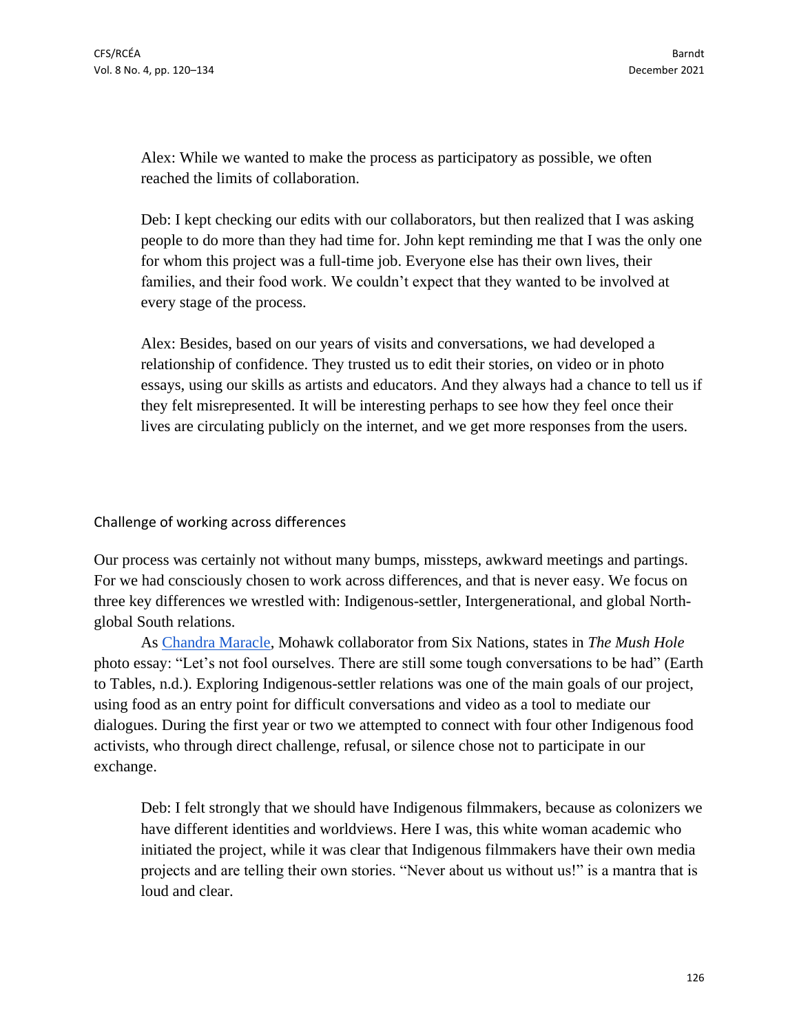> Alex: While we wanted to make the process as participatory as possible, we often reached the limits of collaboration.
>
> Deb: I kept checking our edits with our collaborators, but then realized that I was asking people to do more than they had time for. John kept reminding me that I was the only one for whom this project was a full-time job. Everyone else has their own lives, their families, and their food work. We couldn't expect that they wanted to be involved at every stage of the process.
>
> Alex: Besides, based on our years of visits and conversations, we had developed a relationship of confidence. They trusted us to edit their stories, on video or in photo essays, using our skills as artists and educators. And they always had a chance to tell us if they felt misrepresented. It will be interesting perhaps to see how they feel once their lives are circulating publicly on the internet, and we get more responses from the users.

## Challenge of working across differences

Our process was certainly not without many bumps, missteps, awkward meetings and partings. For we had consciously chosen to work across differences, and that is never easy. We focus on three key differences we wrestled with: Indigenous-settler, Intergenerational, and global North-global South relations.

As Chandra Maracle, Mohawk collaborator from Six Nations, states in *The Mush Hole* photo essay: "Let's not fool ourselves. There are still some tough conversations to be had" (Earth to Tables, n.d.). Exploring Indigenous-settler relations was one of the main goals of our project, using food as an entry point for difficult conversations and video as a tool to mediate our dialogues. During the first year or two we attempted to connect with four other Indigenous food activists, who through direct challenge, refusal, or silence chose not to participate in our exchange.

> Deb: I felt strongly that we should have Indigenous filmmakers, because as colonizers we have different identities and worldviews. Here I was, this white woman academic who initiated the project, while it was clear that Indigenous filmmakers have their own media projects and are telling their own stories. "Never about us without us!" is a mantra that is loud and clear.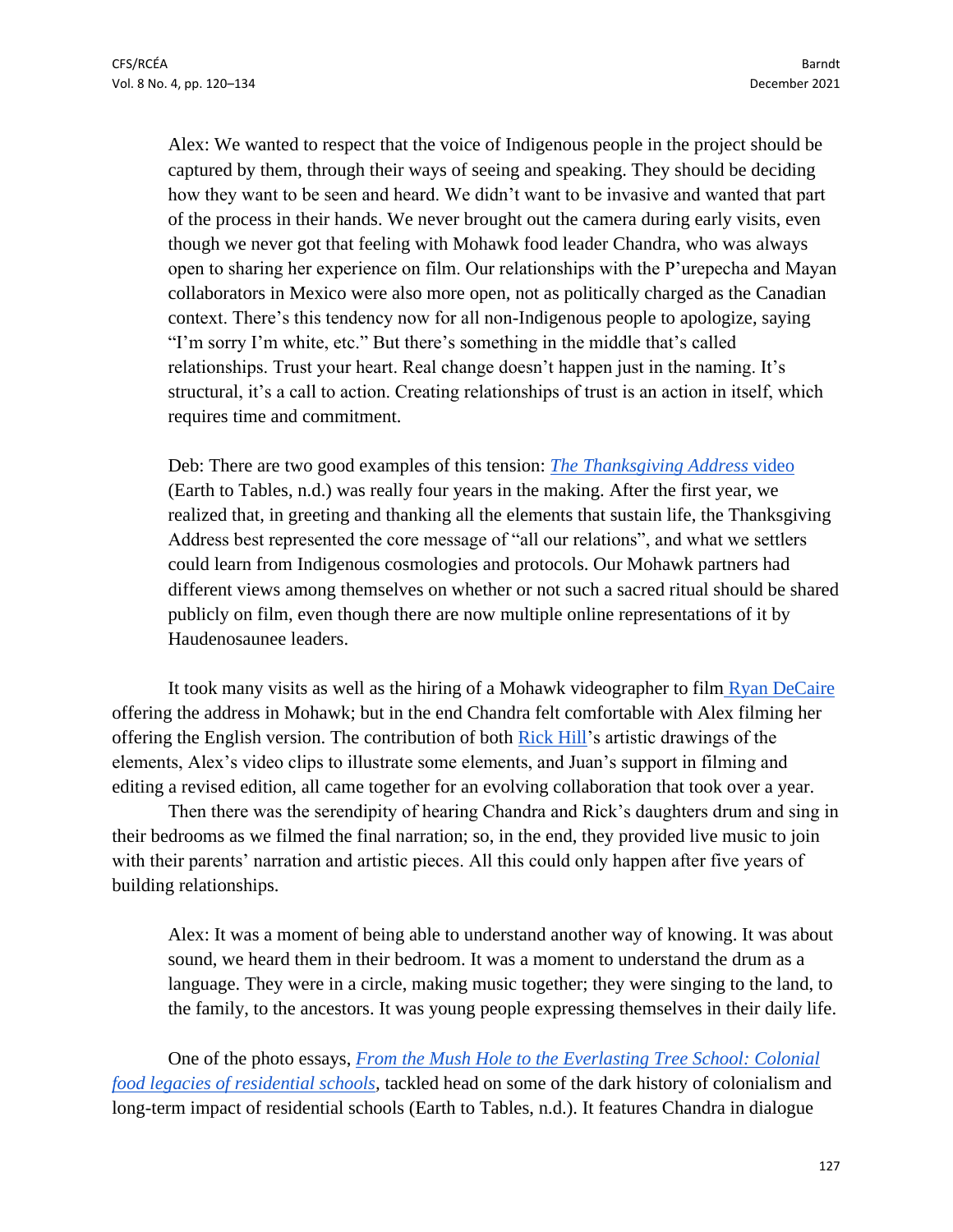> Alex: We wanted to respect that the voice of Indigenous people in the project should be captured by them, through their ways of seeing and speaking. They should be deciding how they want to be seen and heard. We didn't want to be invasive and wanted that part of the process in their hands. We never brought out the camera during early visits, even though we never got that feeling with Mohawk food leader Chandra, who was always open to sharing her experience on film. Our relationships with the P'urepecha and Mayan collaborators in Mexico were also more open, not as politically charged as the Canadian context. There's this tendency now for all non-Indigenous people to apologize, saying "I'm sorry I'm white, etc." But there's something in the middle that's called relationships. Trust your heart. Real change doesn't happen just in the naming. It's structural, it's a call to action. Creating relationships of trust is an action in itself, which requires time and commitment.

> Deb: There are two good examples of this tension: *The Thanksgiving Address* video (Earth to Tables, n.d.) was really four years in the making. After the first year, we realized that, in greeting and thanking all the elements that sustain life, the Thanksgiving Address best represented the core message of "all our relations", and what we settlers could learn from Indigenous cosmologies and protocols. Our Mohawk partners had different views among themselves on whether or not such a sacred ritual should be shared publicly on film, even though there are now multiple online representations of it by Haudenosaunee leaders.

It took many visits as well as the hiring of a Mohawk videographer to film Ryan DeCaire offering the address in Mohawk; but in the end Chandra felt comfortable with Alex filming her offering the English version. The contribution of both Rick Hill's artistic drawings of the elements, Alex's video clips to illustrate some elements, and Juan's support in filming and editing a revised edition, all came together for an evolving collaboration that took over a year.

Then there was the serendipity of hearing Chandra and Rick's daughters drum and sing in their bedrooms as we filmed the final narration; so, in the end, they provided live music to join with their parents' narration and artistic pieces. All this could only happen after five years of building relationships.

> Alex: It was a moment of being able to understand another way of knowing. It was about sound, we heard them in their bedroom. It was a moment to understand the drum as a language. They were in a circle, making music together; they were singing to the land, to the family, to the ancestors. It was young people expressing themselves in their daily life.

One of the photo essays, *From the Mush Hole to the Everlasting Tree School: Colonial food legacies of residential schools*, tackled head on some of the dark history of colonialism and long-term impact of residential schools (Earth to Tables, n.d.). It features Chandra in dialogue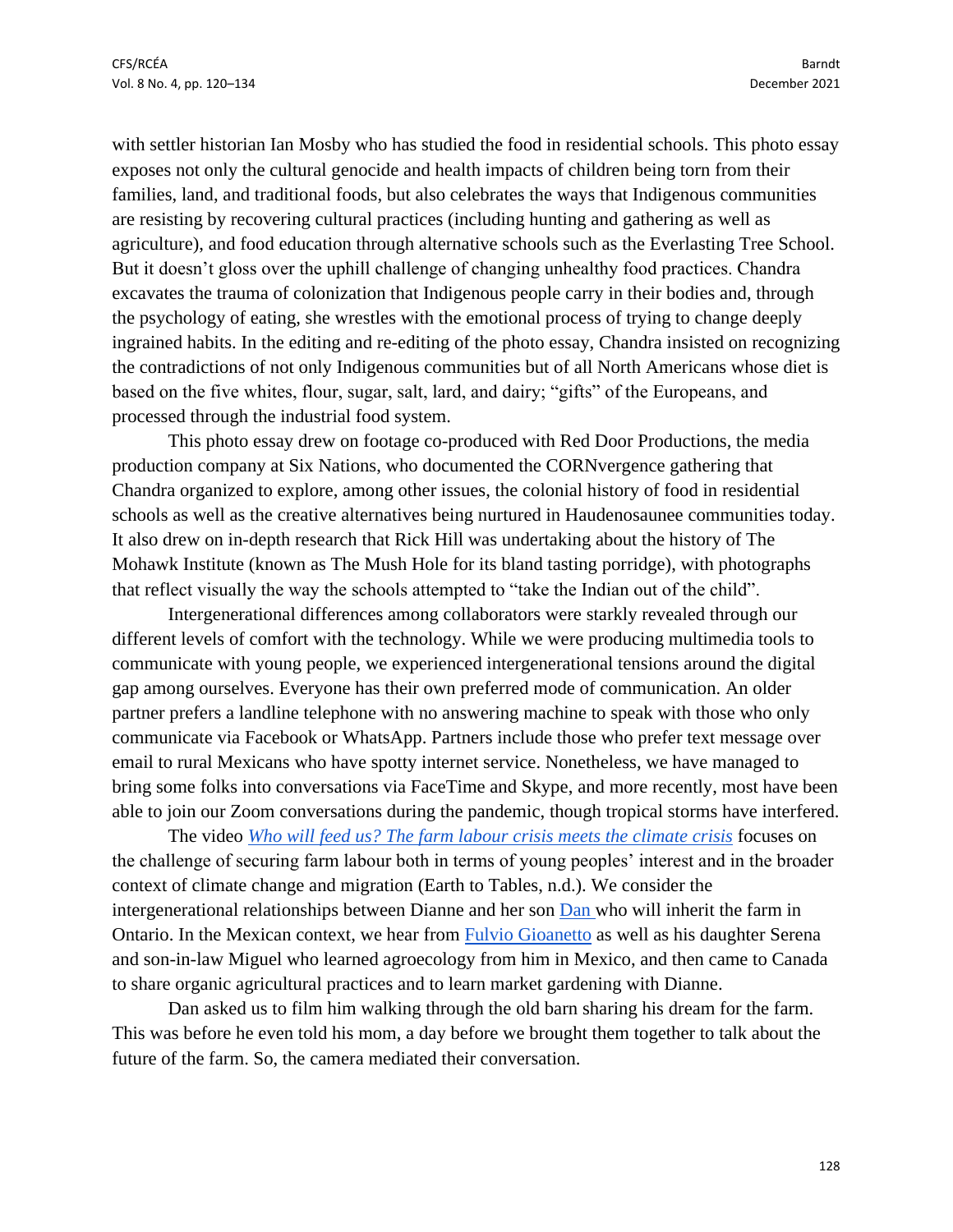with settler historian Ian Mosby who has studied the food in residential schools. This photo essay exposes not only the cultural genocide and health impacts of children being torn from their families, land, and traditional foods, but also celebrates the ways that Indigenous communities are resisting by recovering cultural practices (including hunting and gathering as well as agriculture), and food education through alternative schools such as the Everlasting Tree School. But it doesn't gloss over the uphill challenge of changing unhealthy food practices. Chandra excavates the trauma of colonization that Indigenous people carry in their bodies and, through the psychology of eating, she wrestles with the emotional process of trying to change deeply ingrained habits. In the editing and re-editing of the photo essay, Chandra insisted on recognizing the contradictions of not only Indigenous communities but of all North Americans whose diet is based on the five whites, flour, sugar, salt, lard, and dairy; "gifts" of the Europeans, and processed through the industrial food system.

This photo essay drew on footage co-produced with Red Door Productions, the media production company at Six Nations, who documented the CORNvergence gathering that Chandra organized to explore, among other issues, the colonial history of food in residential schools as well as the creative alternatives being nurtured in Haudenosaunee communities today. It also drew on in-depth research that Rick Hill was undertaking about the history of The Mohawk Institute (known as The Mush Hole for its bland tasting porridge), with photographs that reflect visually the way the schools attempted to "take the Indian out of the child".

Intergenerational differences among collaborators were starkly revealed through our different levels of comfort with the technology. While we were producing multimedia tools to communicate with young people, we experienced intergenerational tensions around the digital gap among ourselves. Everyone has their own preferred mode of communication. An older partner prefers a landline telephone with no answering machine to speak with those who only communicate via Facebook or WhatsApp. Partners include those who prefer text message over email to rural Mexicans who have spotty internet service. Nonetheless, we have managed to bring some folks into conversations via FaceTime and Skype, and more recently, most have been able to join our Zoom conversations during the pandemic, though tropical storms have interfered.

The video *Who will feed us? The farm labour crisis meets the climate crisis* focuses on the challenge of securing farm labour both in terms of young peoples' interest and in the broader context of climate change and migration (Earth to Tables, n.d.). We consider the intergenerational relationships between Dianne and her son Dan who will inherit the farm in Ontario. In the Mexican context, we hear from Fulvio Gioanetto as well as his daughter Serena and son-in-law Miguel who learned agroecology from him in Mexico, and then came to Canada to share organic agricultural practices and to learn market gardening with Dianne.

Dan asked us to film him walking through the old barn sharing his dream for the farm. This was before he even told his mom, a day before we brought them together to talk about the future of the farm. So, the camera mediated their conversation.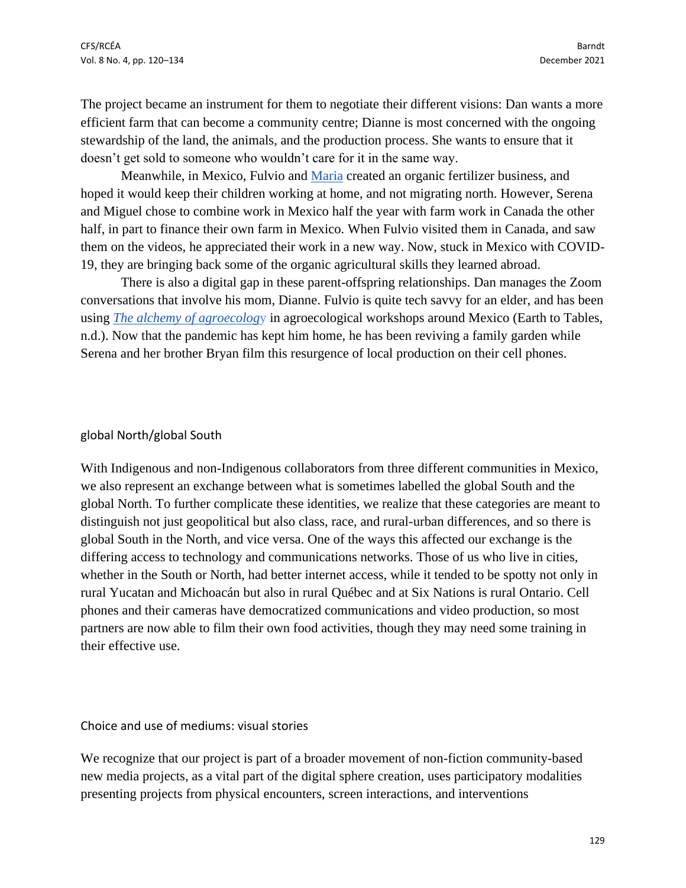The project became an instrument for them to negotiate their different visions: Dan wants a more efficient farm that can become a community centre; Dianne is most concerned with the ongoing stewardship of the land, the animals, and the production process. She wants to ensure that it doesn't get sold to someone who wouldn't care for it in the same way.

Meanwhile, in Mexico, Fulvio and Maria created an organic fertilizer business, and hoped it would keep their children working at home, and not migrating north. However, Serena and Miguel chose to combine work in Mexico half the year with farm work in Canada the other half, in part to finance their own farm in Mexico. When Fulvio visited them in Canada, and saw them on the videos, he appreciated their work in a new way. Now, stuck in Mexico with COVID-19, they are bringing back some of the organic agricultural skills they learned abroad.

There is also a digital gap in these parent-offspring relationships. Dan manages the Zoom conversations that involve his mom, Dianne. Fulvio is quite tech savvy for an elder, and has been using *The alchemy of agroecology* in agroecological workshops around Mexico (Earth to Tables, n.d.). Now that the pandemic has kept him home, he has been reviving a family garden while Serena and her brother Bryan film this resurgence of local production on their cell phones.

## global North/global South

With Indigenous and non-Indigenous collaborators from three different communities in Mexico, we also represent an exchange between what is sometimes labelled the global South and the global North. To further complicate these identities, we realize that these categories are meant to distinguish not just geopolitical but also class, race, and rural-urban differences, and so there is global South in the North, and vice versa. One of the ways this affected our exchange is the differing access to technology and communications networks. Those of us who live in cities, whether in the South or North, had better internet access, while it tended to be spotty not only in rural Yucatan and Michoacán but also in rural Québec and at Six Nations is rural Ontario. Cell phones and their cameras have democratized communications and video production, so most partners are now able to film their own food activities, though they may need some training in their effective use.

## Choice and use of mediums: visual stories

We recognize that our project is part of a broader movement of non-fiction community-based new media projects, as a vital part of the digital sphere creation, uses participatory modalities presenting projects from physical encounters, screen interactions, and interventions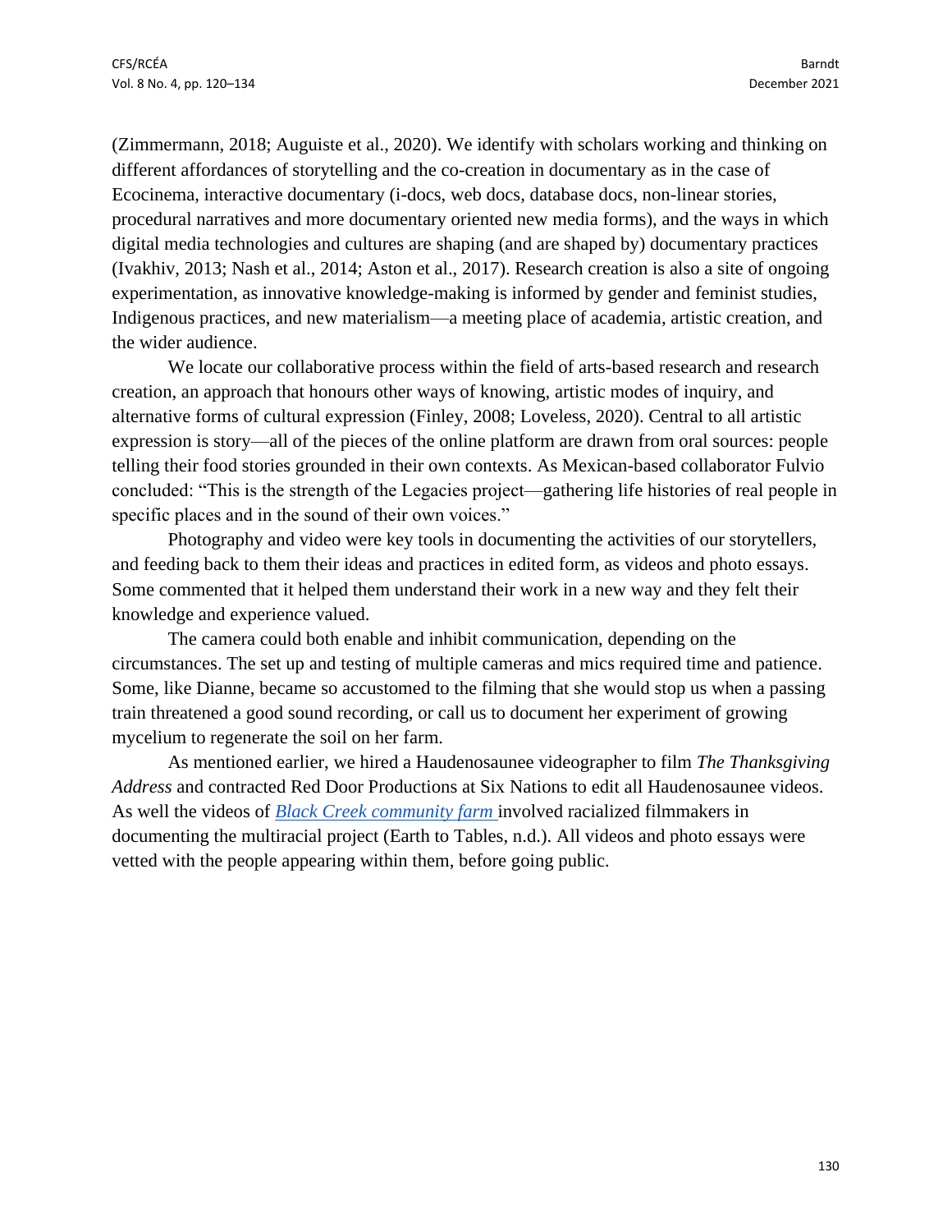(Zimmermann, 2018; Auguiste et al., 2020). We identify with scholars working and thinking on different affordances of storytelling and the co-creation in documentary as in the case of Ecocinema, interactive documentary (i-docs, web docs, database docs, non-linear stories, procedural narratives and more documentary oriented new media forms), and the ways in which digital media technologies and cultures are shaping (and are shaped by) documentary practices (Ivakhiv, 2013; Nash et al., 2014; Aston et al., 2017). Research creation is also a site of ongoing experimentation, as innovative knowledge-making is informed by gender and feminist studies, Indigenous practices, and new materialism—a meeting place of academia, artistic creation, and the wider audience.

We locate our collaborative process within the field of arts-based research and research creation, an approach that honours other ways of knowing, artistic modes of inquiry, and alternative forms of cultural expression (Finley, 2008; Loveless, 2020). Central to all artistic expression is story—all of the pieces of the online platform are drawn from oral sources: people telling their food stories grounded in their own contexts. As Mexican-based collaborator Fulvio concluded: "This is the strength of the Legacies project—gathering life histories of real people in specific places and in the sound of their own voices."

Photography and video were key tools in documenting the activities of our storytellers, and feeding back to them their ideas and practices in edited form, as videos and photo essays. Some commented that it helped them understand their work in a new way and they felt their knowledge and experience valued.

The camera could both enable and inhibit communication, depending on the circumstances. The set up and testing of multiple cameras and mics required time and patience. Some, like Dianne, became so accustomed to the filming that she would stop us when a passing train threatened a good sound recording, or call us to document her experiment of growing mycelium to regenerate the soil on her farm.

As mentioned earlier, we hired a Haudenosaunee videographer to film *The Thanksgiving Address* and contracted Red Door Productions at Six Nations to edit all Haudenosaunee videos. As well the videos of *Black Creek community farm* involved racialized filmmakers in documenting the multiracial project (Earth to Tables, n.d.). All videos and photo essays were vetted with the people appearing within them, before going public.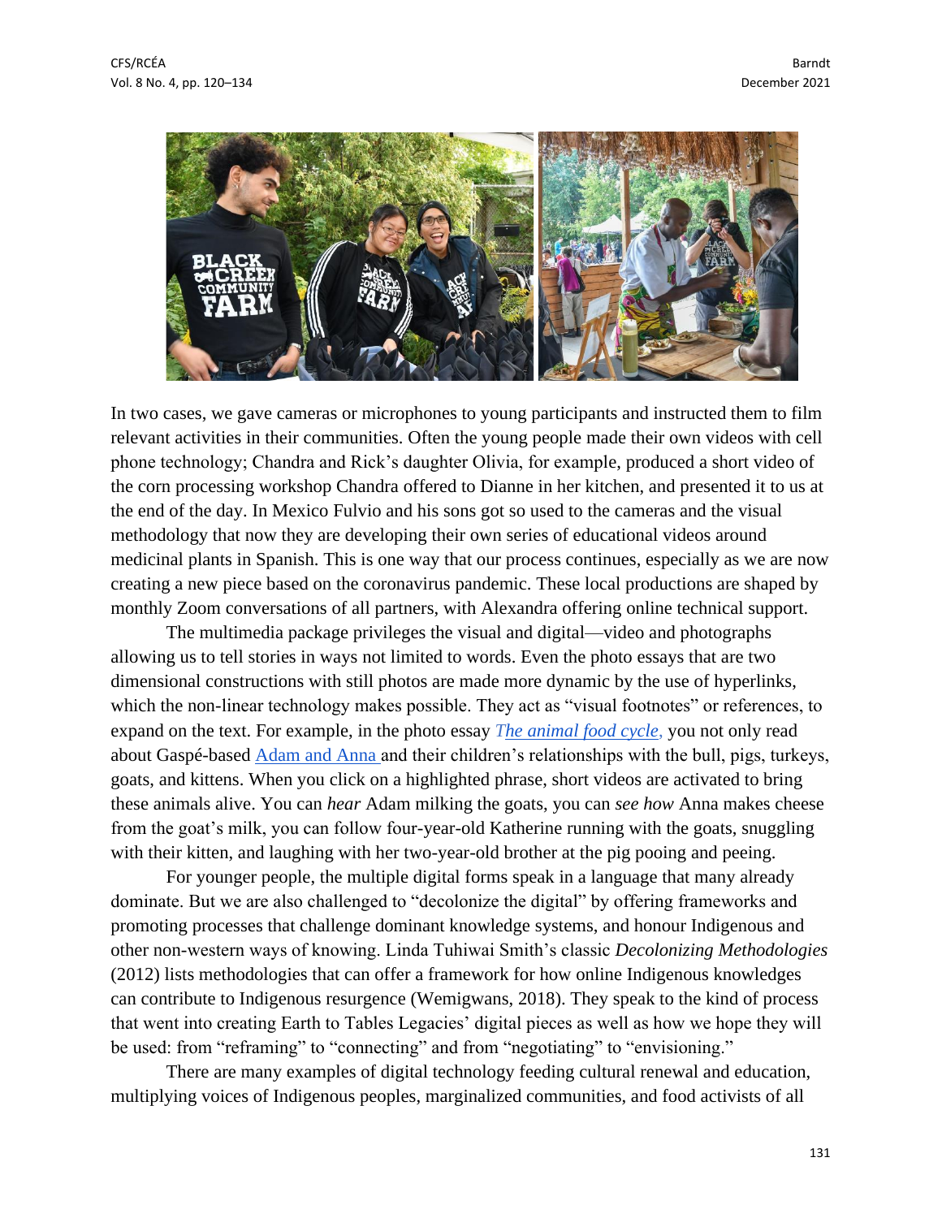In two cases, we gave cameras or microphones to young participants and instructed them to film relevant activities in their communities. Often the young people made their own videos with cell phone technology; Chandra and Rick's daughter Olivia, for example, produced a short video of the corn processing workshop Chandra offered to Dianne in her kitchen, and presented it to us at the end of the day. In Mexico Fulvio and his sons got so used to the cameras and the visual methodology that now they are developing their own series of educational videos around medicinal plants in Spanish. This is one way that our process continues, especially as we are now creating a new piece based on the coronavirus pandemic. These local productions are shaped by monthly Zoom conversations of all partners, with Alexandra offering online technical support.

The multimedia package privileges the visual and digital—video and photographs allowing us to tell stories in ways not limited to words. Even the photo essays that are two dimensional constructions with still photos are made more dynamic by the use of hyperlinks, which the non-linear technology makes possible. They act as "visual footnotes" or references, to expand on the text. For example, in the photo essay *The animal food cycle*, you not only read about Gaspé-based Adam and Anna and their children's relationships with the bull, pigs, turkeys, goats, and kittens. When you click on a highlighted phrase, short videos are activated to bring these animals alive. You can *hear* Adam milking the goats, you can *see how* Anna makes cheese from the goat's milk, you can follow four-year-old Katherine running with the goats, snuggling with their kitten, and laughing with her two-year-old brother at the pig pooing and peeing.

For younger people, the multiple digital forms speak in a language that many already dominate. But we are also challenged to "decolonize the digital" by offering frameworks and promoting processes that challenge dominant knowledge systems, and honour Indigenous and other non-western ways of knowing. Linda Tuhiwai Smith's classic *Decolonizing Methodologies* (2012) lists methodologies that can offer a framework for how online Indigenous knowledges can contribute to Indigenous resurgence (Wemigwans, 2018). They speak to the kind of process that went into creating Earth to Tables Legacies' digital pieces as well as how we hope they will be used: from "reframing" to "connecting" and from "negotiating" to "envisioning."

There are many examples of digital technology feeding cultural renewal and education, multiplying voices of Indigenous peoples, marginalized communities, and food activists of all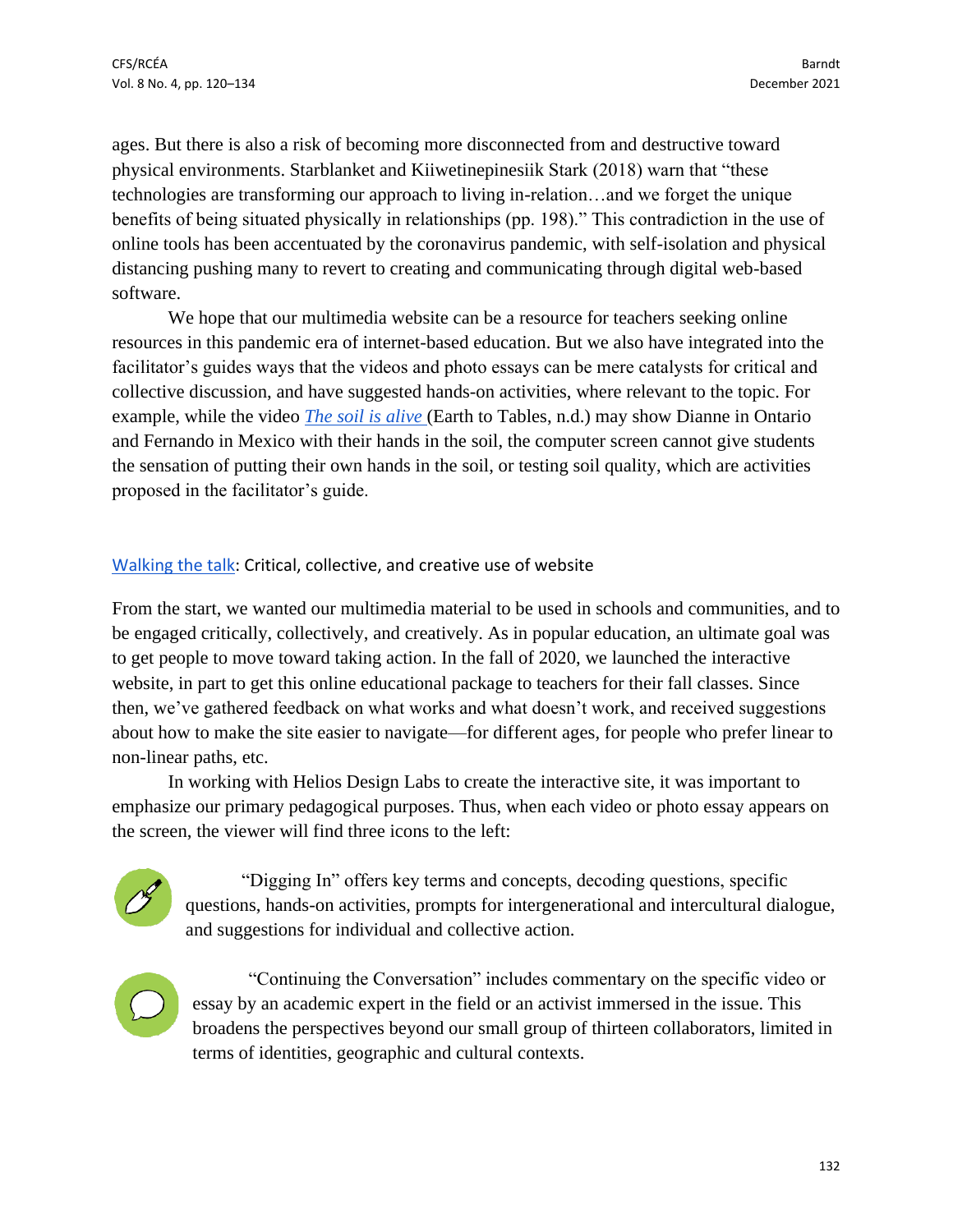ages. But there is also a risk of becoming more disconnected from and destructive toward physical environments. Starblanket and Kiiwetinepinesiik Stark (2018) warn that "these technologies are transforming our approach to living in-relation…and we forget the unique benefits of being situated physically in relationships (pp. 198)." This contradiction in the use of online tools has been accentuated by the coronavirus pandemic, with self-isolation and physical distancing pushing many to revert to creating and communicating through digital web-based software.

We hope that our multimedia website can be a resource for teachers seeking online resources in this pandemic era of internet-based education. But we also have integrated into the facilitator's guides ways that the videos and photo essays can be mere catalysts for critical and collective discussion, and have suggested hands-on activities, where relevant to the topic. For example, while the video *The soil is alive* (Earth to Tables, n.d.) may show Dianne in Ontario and Fernando in Mexico with their hands in the soil, the computer screen cannot give students the sensation of putting their own hands in the soil, or testing soil quality, which are activities proposed in the facilitator's guide.

## Walking the talk: Critical, collective, and creative use of website

From the start, we wanted our multimedia material to be used in schools and communities, and to be engaged critically, collectively, and creatively. As in popular education, an ultimate goal was to get people to move toward taking action. In the fall of 2020, we launched the interactive website, in part to get this online educational package to teachers for their fall classes. Since then, we've gathered feedback on what works and what doesn't work, and received suggestions about how to make the site easier to navigate—for different ages, for people who prefer linear to non-linear paths, etc.

In working with Helios Design Labs to create the interactive site, it was important to emphasize our primary pedagogical purposes. Thus, when each video or photo essay appears on the screen, the viewer will find three icons to the left:

"Digging In" offers key terms and concepts, decoding questions, specific questions, hands-on activities, prompts for intergenerational and intercultural dialogue, and suggestions for individual and collective action.

"Continuing the Conversation" includes commentary on the specific video or essay by an academic expert in the field or an activist immersed in the issue. This broadens the perspectives beyond our small group of thirteen collaborators, limited in terms of identities, geographic and cultural contexts.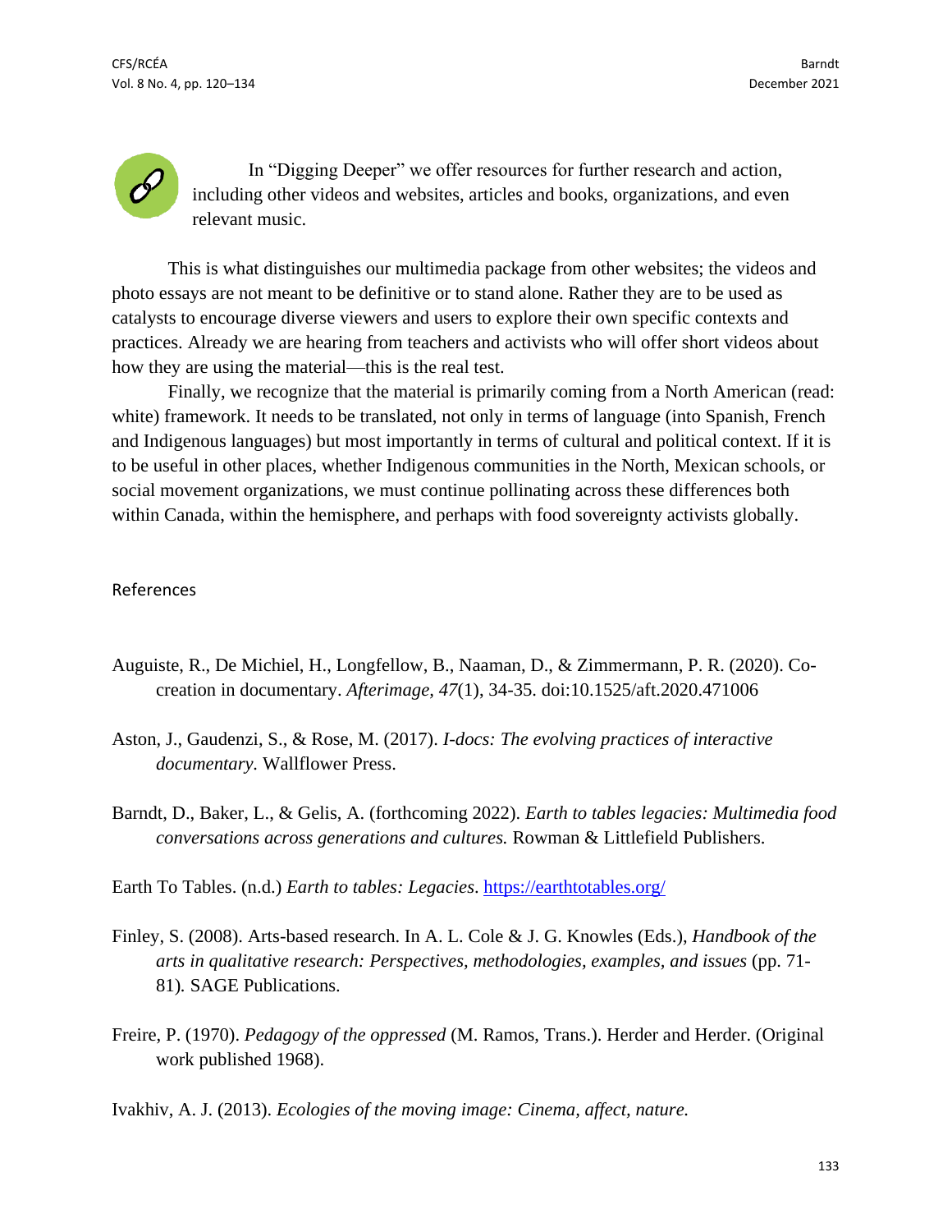In "Digging Deeper" we offer resources for further research and action, including other videos and websites, articles and books, organizations, and even relevant music.

This is what distinguishes our multimedia package from other websites; the videos and photo essays are not meant to be definitive or to stand alone. Rather they are to be used as catalysts to encourage diverse viewers and users to explore their own specific contexts and practices. Already we are hearing from teachers and activists who will offer short videos about how they are using the material—this is the real test.

Finally, we recognize that the material is primarily coming from a North American (read: white) framework. It needs to be translated, not only in terms of language (into Spanish, French and Indigenous languages) but most importantly in terms of cultural and political context. If it is to be useful in other places, whether Indigenous communities in the North, Mexican schools, or social movement organizations, we must continue pollinating across these differences both within Canada, within the hemisphere, and perhaps with food sovereignty activists globally.

## References

Auguiste, R., De Michiel, H., Longfellow, B., Naaman, D., & Zimmermann, P. R. (2020). Co-creation in documentary. *Afterimage, 47*(1), 34-35. doi:10.1525/aft.2020.471006

Aston, J., Gaudenzi, S., & Rose, M. (2017). *I-docs: The evolving practices of interactive documentary.* Wallflower Press.

Barndt, D., Baker, L., & Gelis, A. (forthcoming 2022). *Earth to tables legacies: Multimedia food conversations across generations and cultures.* Rowman & Littlefield Publishers.

Earth To Tables. (n.d.) *Earth to tables: Legacies*. https://earthtotables.org/

Finley, S. (2008). Arts-based research. In A. L. Cole & J. G. Knowles (Eds.), *Handbook of the arts in qualitative research: Perspectives, methodologies, examples, and issues* (pp. 71-81). SAGE Publications.

Freire, P. (1970). *Pedagogy of the oppressed* (M. Ramos, Trans.). Herder and Herder. (Original work published 1968).

Ivakhiv, A. J. (2013). *Ecologies of the moving image: Cinema, affect, nature.*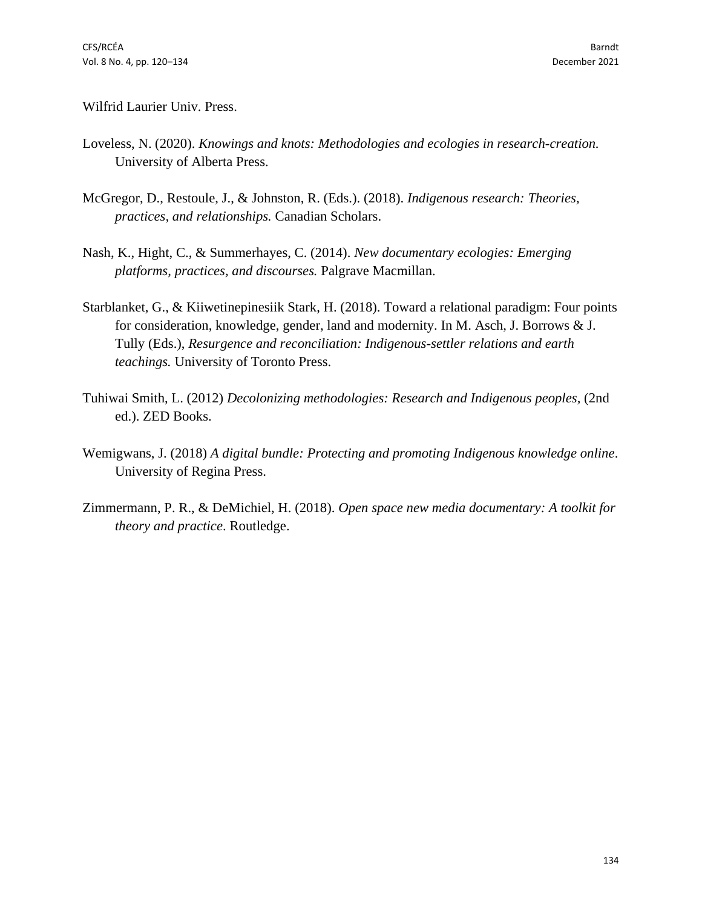Wilfrid Laurier Univ. Press.

Loveless, N. (2020). *Knowings and knots: Methodologies and ecologies in research-creation.* University of Alberta Press.

McGregor, D., Restoule, J., & Johnston, R. (Eds.). (2018). *Indigenous research: Theories, practices, and relationships.* Canadian Scholars.

Nash, K., Hight, C., & Summerhayes, C. (2014). *New documentary ecologies: Emerging platforms, practices, and discourses.* Palgrave Macmillan.

Starblanket, G., & Kiiwetinepinesiik Stark, H. (2018). Toward a relational paradigm: Four points for consideration, knowledge, gender, land and modernity. In M. Asch, J. Borrows & J. Tully (Eds.), *Resurgence and reconciliation: Indigenous-settler relations and earth teachings.* University of Toronto Press.

Tuhiwai Smith, L. (2012) *Decolonizing methodologies: Research and Indigenous peoples,* (2nd ed.). ZED Books.

Wemigwans, J. (2018) *A digital bundle: Protecting and promoting Indigenous knowledge online*. University of Regina Press.

Zimmermann, P. R., & DeMichiel, H. (2018). *Open space new media documentary: A toolkit for theory and practice*. Routledge.